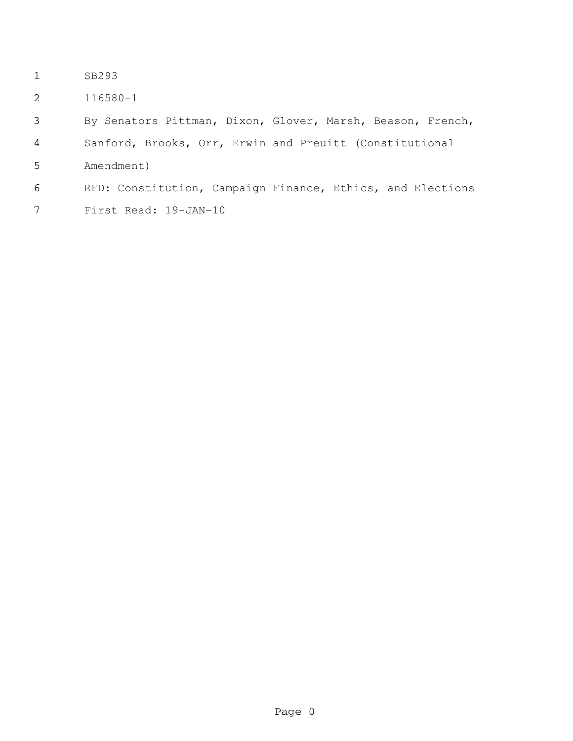SB293

116580-1

By Senators Pittman, Dixon, Glover, Marsh, Beason, French, Sanford, Brooks, Orr, Erwin and Preuitt (Constitutional Amendment)

RFD: Constitution, Campaign Finance, Ethics, and Elections

First Read: 19-JAN-10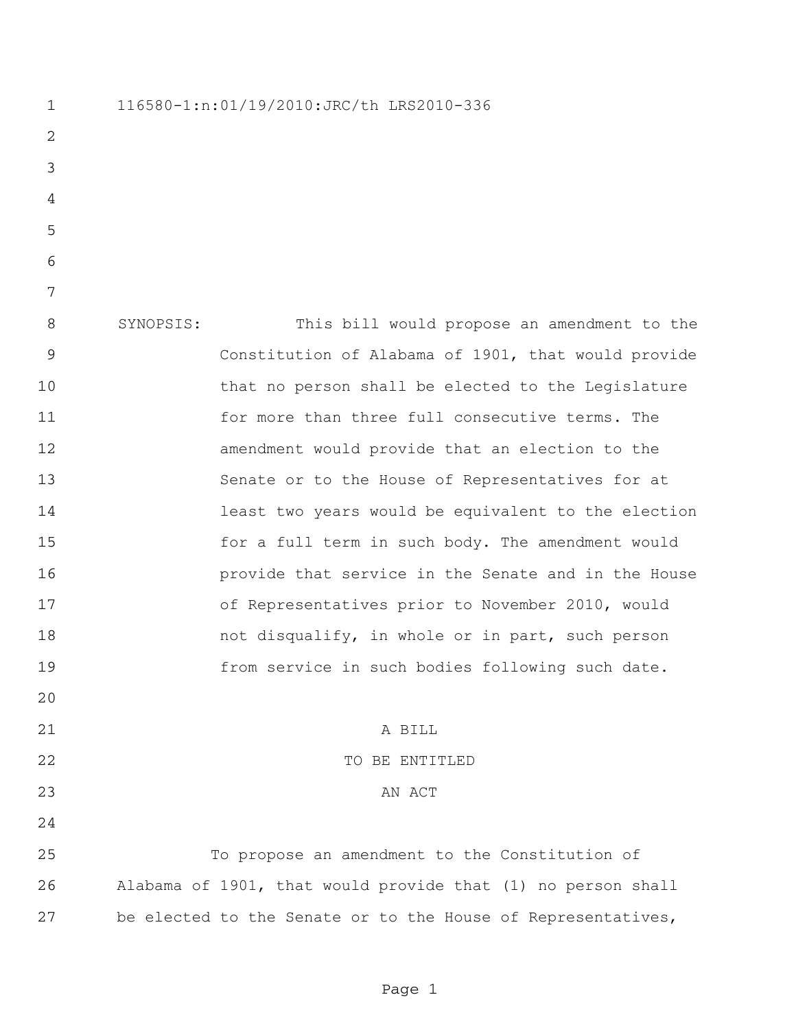116580-1:n:01/19/2010:JRC/th LRS2010-336

SYNOPSIS: This bill would propose an amendment to the Constitution of Alabama of 1901, that would provide that no person shall be elected to the Legislature for more than three full consecutive terms. The amendment would provide that an election to the Senate or to the House of Representatives for at least two years would be equivalent to the election for a full term in such body. The amendment would provide that service in the Senate and in the House of Representatives prior to November 2010, would not disqualify, in whole or in part, such person from service in such bodies following such date.

A BILL
TO BE ENTITLED
AN ACT

To propose an amendment to the Constitution of Alabama of 1901, that would provide that (1) no person shall be elected to the Senate or to the House of Representatives,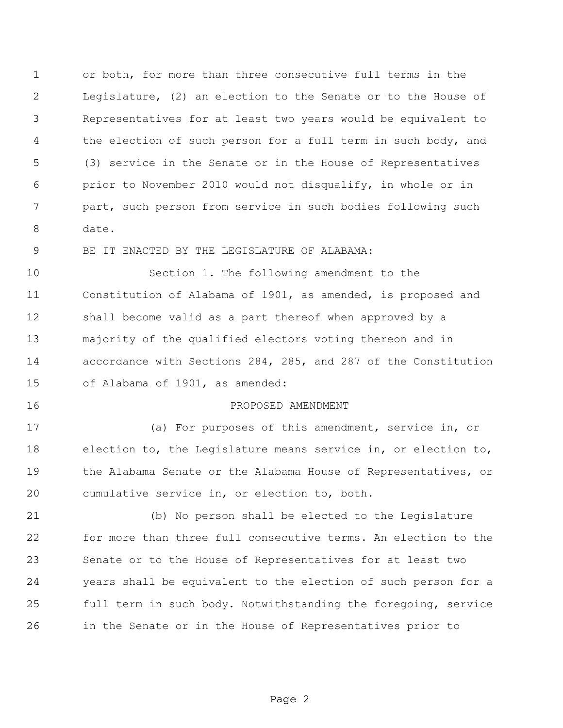or both, for more than three consecutive full terms in the Legislature, (2) an election to the Senate or to the House of Representatives for at least two years would be equivalent to the election of such person for a full term in such body, and (3) service in the Senate or in the House of Representatives prior to November 2010 would not disqualify, in whole or in part, such person from service in such bodies following such date.

BE IT ENACTED BY THE LEGISLATURE OF ALABAMA:

Section 1. The following amendment to the Constitution of Alabama of 1901, as amended, is proposed and shall become valid as a part thereof when approved by a majority of the qualified electors voting thereon and in accordance with Sections 284, 285, and 287 of the Constitution of Alabama of 1901, as amended:

PROPOSED AMENDMENT

(a) For purposes of this amendment, service in, or election to, the Legislature means service in, or election to, the Alabama Senate or the Alabama House of Representatives, or cumulative service in, or election to, both.

(b) No person shall be elected to the Legislature for more than three full consecutive terms. An election to the Senate or to the House of Representatives for at least two years shall be equivalent to the election of such person for a full term in such body. Notwithstanding the foregoing, service in the Senate or in the House of Representatives prior to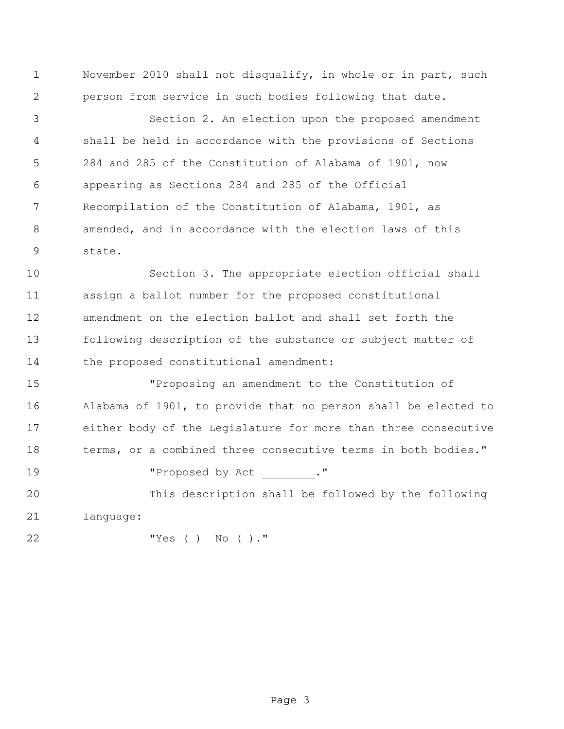November 2010 shall not disqualify, in whole or in part, such person from service in such bodies following that date.

Section 2. An election upon the proposed amendment shall be held in accordance with the provisions of Sections 284 and 285 of the Constitution of Alabama of 1901, now appearing as Sections 284 and 285 of the Official Recompilation of the Constitution of Alabama, 1901, as amended, and in accordance with the election laws of this state.

Section 3. The appropriate election official shall assign a ballot number for the proposed constitutional amendment on the election ballot and shall set forth the following description of the substance or subject matter of the proposed constitutional amendment:

"Proposing an amendment to the Constitution of Alabama of 1901, to provide that no person shall be elected to either body of the Legislature for more than three consecutive terms, or a combined three consecutive terms in both bodies."

"Proposed by Act ________."

This description shall be followed by the following language:

"Yes ( ) No ( )."